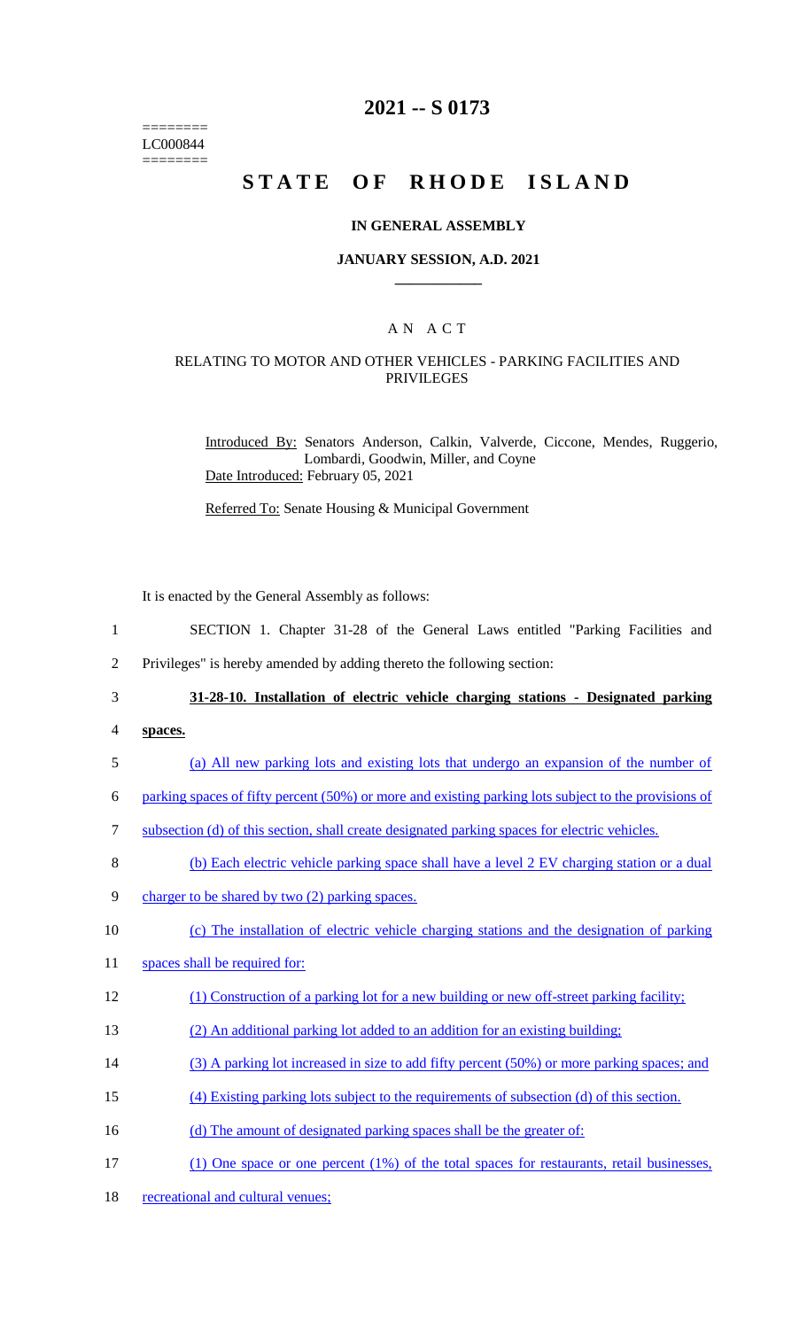========
LC000844
========

# 2021 -- S 0173

# STATE OF RHODE ISLAND

## IN GENERAL ASSEMBLY

### JANUARY SESSION, A.D. 2021

## A N A C T

### RELATING TO MOTOR AND OTHER VEHICLES - PARKING FACILITIES AND PRIVILEGES

Introduced By: Senators Anderson, Calkin, Valverde, Ciccone, Mendes, Ruggerio, Lombardi, Goodwin, Miller, and Coyne

Date Introduced: February 05, 2021

Referred To: Senate Housing & Municipal Government

It is enacted by the General Assembly as follows:

1 SECTION 1. Chapter 31-28 of the General Laws entitled "Parking Facilities and
2 Privileges" is hereby amended by adding thereto the following section:

3 **31-28-10. Installation of electric vehicle charging stations - Designated parking**
4 **spaces.**

5 (a) All new parking lots and existing lots that undergo an expansion of the number of
6 parking spaces of fifty percent (50%) or more and existing parking lots subject to the provisions of
7 subsection (d) of this section, shall create designated parking spaces for electric vehicles.

8 (b) Each electric vehicle parking space shall have a level 2 EV charging station or a dual
9 charger to be shared by two (2) parking spaces.

10 (c) The installation of electric vehicle charging stations and the designation of parking
11 spaces shall be required for:

12 (1) Construction of a parking lot for a new building or new off-street parking facility;

13 (2) An additional parking lot added to an addition for an existing building;

14 (3) A parking lot increased in size to add fifty percent (50%) or more parking spaces; and

15 (4) Existing parking lots subject to the requirements of subsection (d) of this section.

16 (d) The amount of designated parking spaces shall be the greater of:

17 (1) One space or one percent (1%) of the total spaces for restaurants, retail businesses,
18 recreational and cultural venues;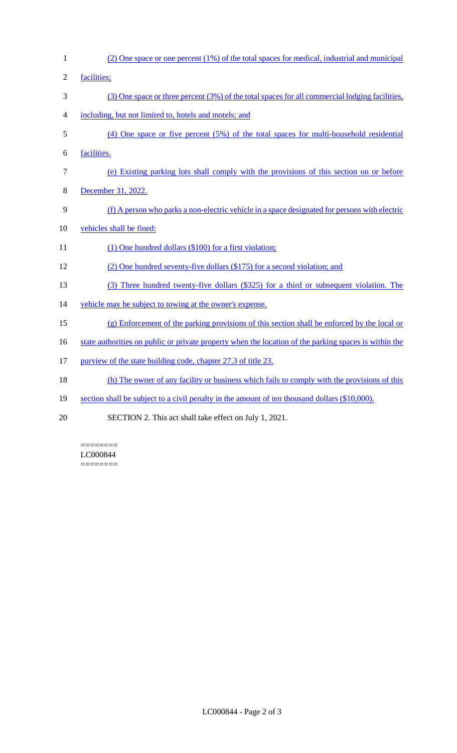(2) One space or one percent (1%) of the total spaces for medical, industrial and municipal facilities;

(3) One space or three percent (3%) of the total spaces for all commercial lodging facilities, including, but not limited to, hotels and motels; and

(4) One space or five percent (5%) of the total spaces for multi-household residential facilities.

(e) Existing parking lots shall comply with the provisions of this section on or before December 31, 2022.

(f) A person who parks a non-electric vehicle in a space designated for persons with electric vehicles shall be fined:

(1) One hundred dollars ($100) for a first violation;

(2) One hundred seventy-five dollars ($175) for a second violation; and

(3) Three hundred twenty-five dollars ($325) for a third or subsequent violation. The vehicle may be subject to towing at the owner's expense.

(g) Enforcement of the parking provisions of this section shall be enforced by the local or state authorities on public or private property when the location of the parking spaces is within the purview of the state building code, chapter 27.3 of title 23.

(h) The owner of any facility or business which fails to comply with the provisions of this section shall be subject to a civil penalty in the amount of ten thousand dollars ($10,000).

SECTION 2. This act shall take effect on July 1, 2021.

========
LC000844
========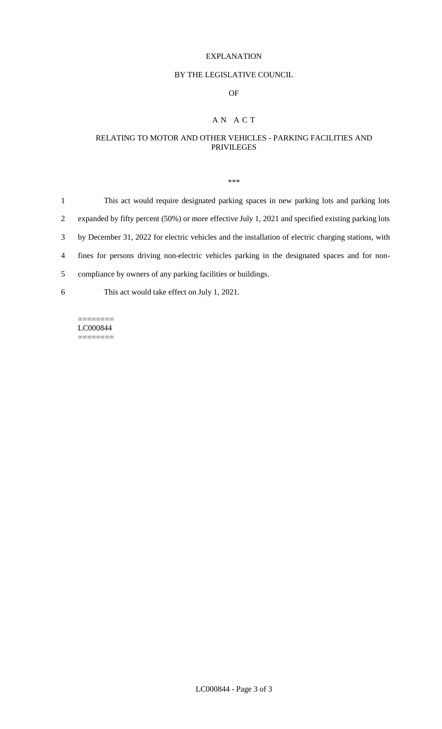EXPLANATION

BY THE LEGISLATIVE COUNCIL

OF

A N A C T

RELATING TO MOTOR AND OTHER VEHICLES - PARKING FACILITIES AND PRIVILEGES

\*\*\*

1 This act would require designated parking spaces in new parking lots and parking lots
2 expanded by fifty percent (50%) or more effective July 1, 2021 and specified existing parking lots
3 by December 31, 2022 for electric vehicles and the installation of electric charging stations, with
4 fines for persons driving non-electric vehicles parking in the designated spaces and for non-
5 compliance by owners of any parking facilities or buildings.

6 This act would take effect on July 1, 2021.

========
LC000844
========